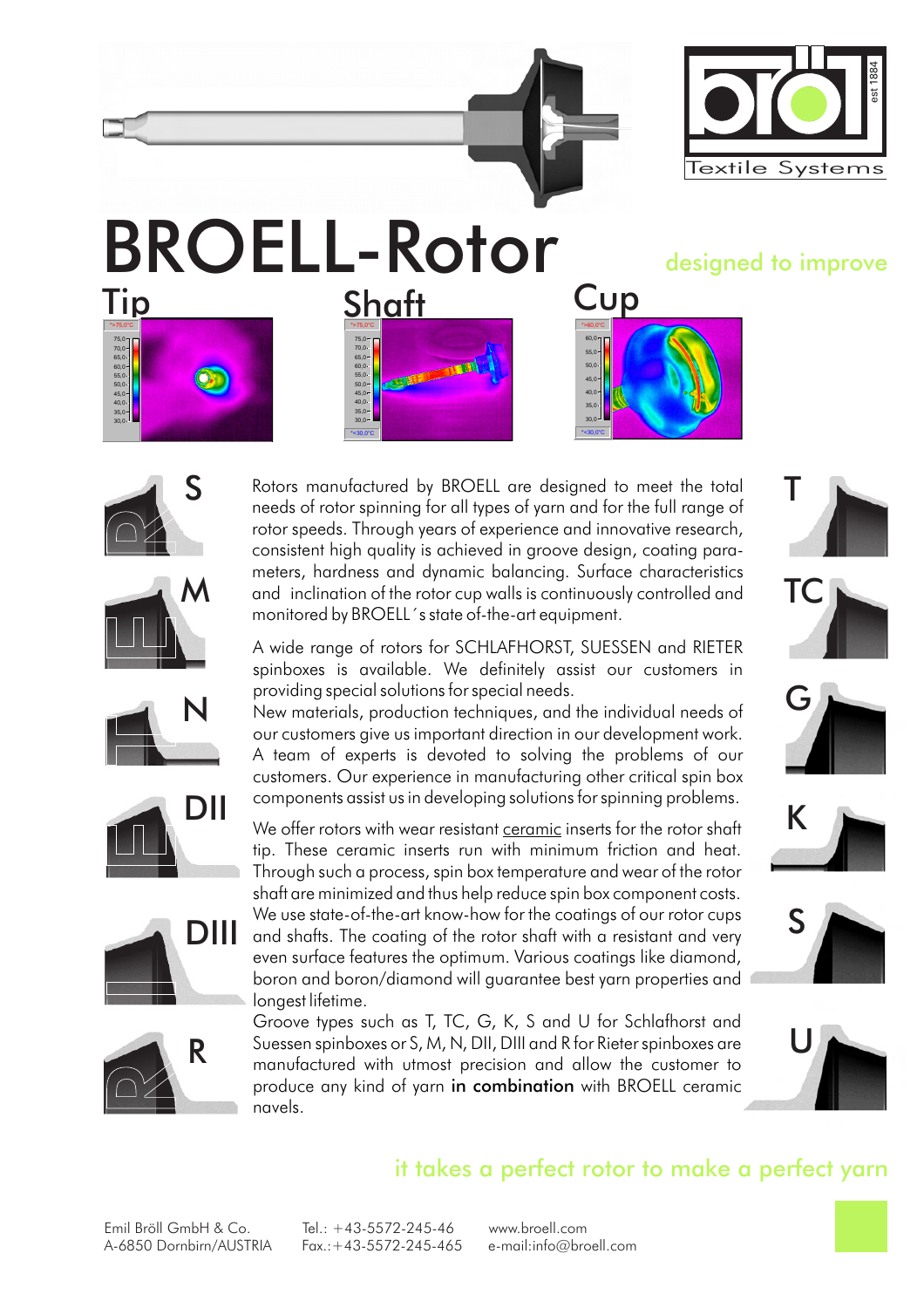# BROELL-Rotor

designed to improve

Tip

Shaft

Cup

S

M

N

DII

DIII

R

T

TC

G

K

S

U

Rotors manufactured by BROELL are designed to meet the total needs of rotor spinning for all types of yarn and for the full range of rotor speeds. Through years of experience and innovative research, consistent high quality is achieved in groove design, coating parameters, hardness and dynamic balancing. Surface characteristics and inclination of the rotor cup walls is continuously controlled and monitored by BROELL´s state of-the-art equipment.

A wide range of rotors for SCHLAFHORST, SUESSEN and RIETER spinboxes is available. We definitely assist our customers in providing special solutions for special needs.

New materials, production techniques, and the individual needs of our customers give us important direction in our development work. A team of experts is devoted to solving the problems of our customers. Our experience in manufacturing other critical spin box components assist us in developing solutions for spinning problems.

We offer rotors with wear resistant ceramic inserts for the rotor shaft tip. These ceramic inserts run with minimum friction and heat. Through such a process, spin box temperature and wear of the rotor shaft are minimized and thus help reduce spin box component costs. We use state-of-the-art know-how for the coatings of our rotor cups and shafts. The coating of the rotor shaft with a resistant and very even surface features the optimum. Various coatings like diamond, boron and boron/diamond will guarantee best yarn properties and longest lifetime.

Groove types such as T, TC, G, K, S and U for Schlafhorst and Suessen spinboxes or S, M, N, DII, DIII and R for Rieter spinboxes are manufactured with utmost precision and allow the customer to produce any kind of yarn **in combination** with BROELL ceramic navels.

it takes a perfect rotor to make a perfect yarn

Emil Bröll GmbH & Co.
A-6850 Dornbirn/AUSTRIA

Tel.: +43-5572-245-46
Fax.:+43-5572-245-465

www.broell.com
e-mail:info@broell.com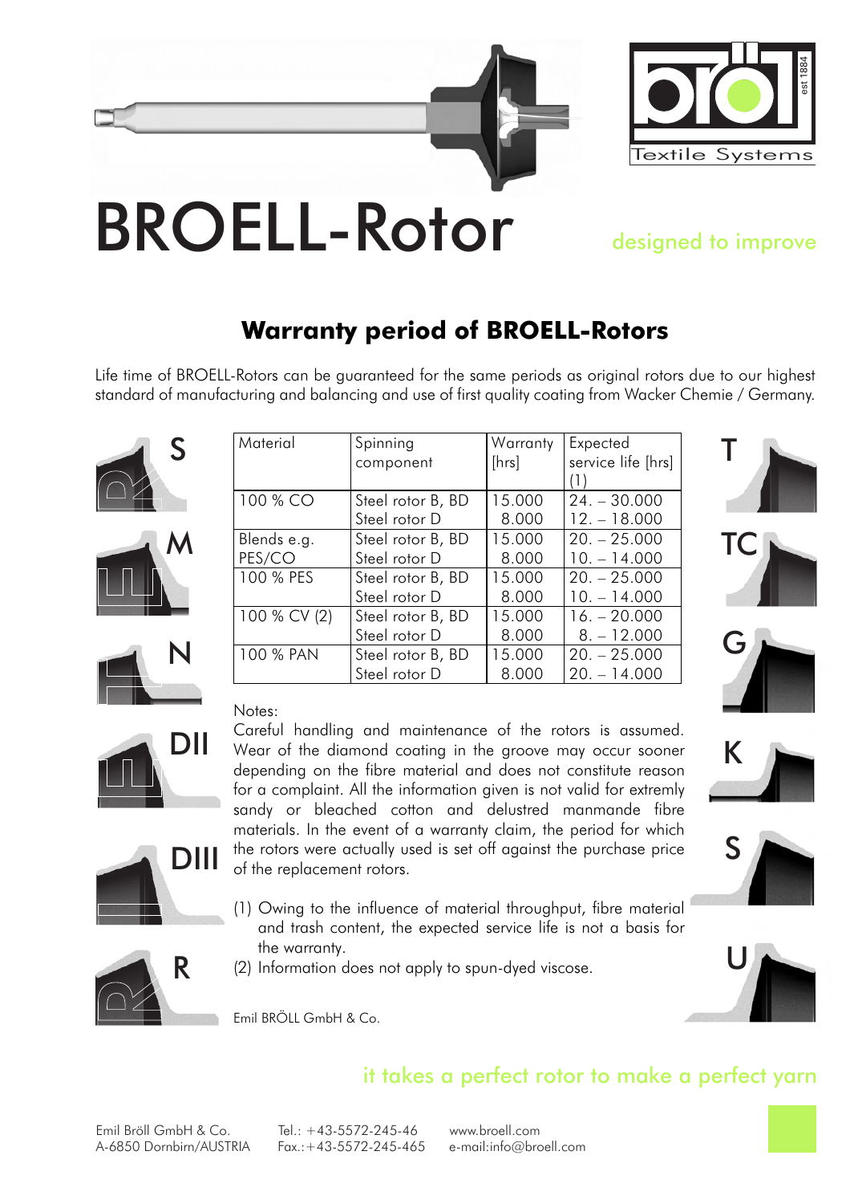# BROELL-Rotor

designed to improve

## Warranty period of BROELL-Rotors

Life time of BROELL-Rotors can be guaranteed for the same periods as original rotors due to our highest standard of manufacturing and balancing and use of first quality coating from Wacker Chemie / Germany.

S M N DII DIII R

| Material | Spinning component | Warranty [hrs] | Expected service life [hrs] (1) |
|---|---|---|---|
| 100 % CO | Steel rotor B, BD<br>Steel rotor D | 15.000<br>8.000 | 24. – 30.000<br>12. – 18.000 |
| Blends e.g. PES/CO | Steel rotor B, BD<br>Steel rotor D | 15.000<br>8.000 | 20. – 25.000<br>10. – 14.000 |
| 100 % PES | Steel rotor B, BD<br>Steel rotor D | 15.000<br>8.000 | 20. – 25.000<br>10. – 14.000 |
| 100 % CV (2) | Steel rotor B, BD<br>Steel rotor D | 15.000<br>8.000 | 16. – 20.000<br>8. – 12.000 |
| 100 % PAN | Steel rotor B, BD<br>Steel rotor D | 15.000<br>8.000 | 20. – 25.000<br>20. – 14.000 |

T TC G K S U

Notes:

Careful handling and maintenance of the rotors is assumed. Wear of the diamond coating in the groove may occur sooner depending on the fibre material and does not constitute reason for a complaint. All the information given is not valid for extremly sandy or bleached cotton and delustred manmande fibre materials. In the event of a warranty claim, the period for which the rotors were actually used is set off against the purchase price of the replacement rotors.

(1) Owing to the influence of material throughput, fibre material and trash content, the expected service life is not a basis for the warranty.

(2) Information does not apply to spun-dyed viscose.

Emil BRÖLL GmbH & Co.

it takes a perfect rotor to make a perfect yarn

Emil Bröll GmbH & Co.
A-6850 Dornbirn/AUSTRIA

Tel.: +43-5572-245-46
Fax.:+43-5572-245-465

www.broell.com
e-mail:info@broell.com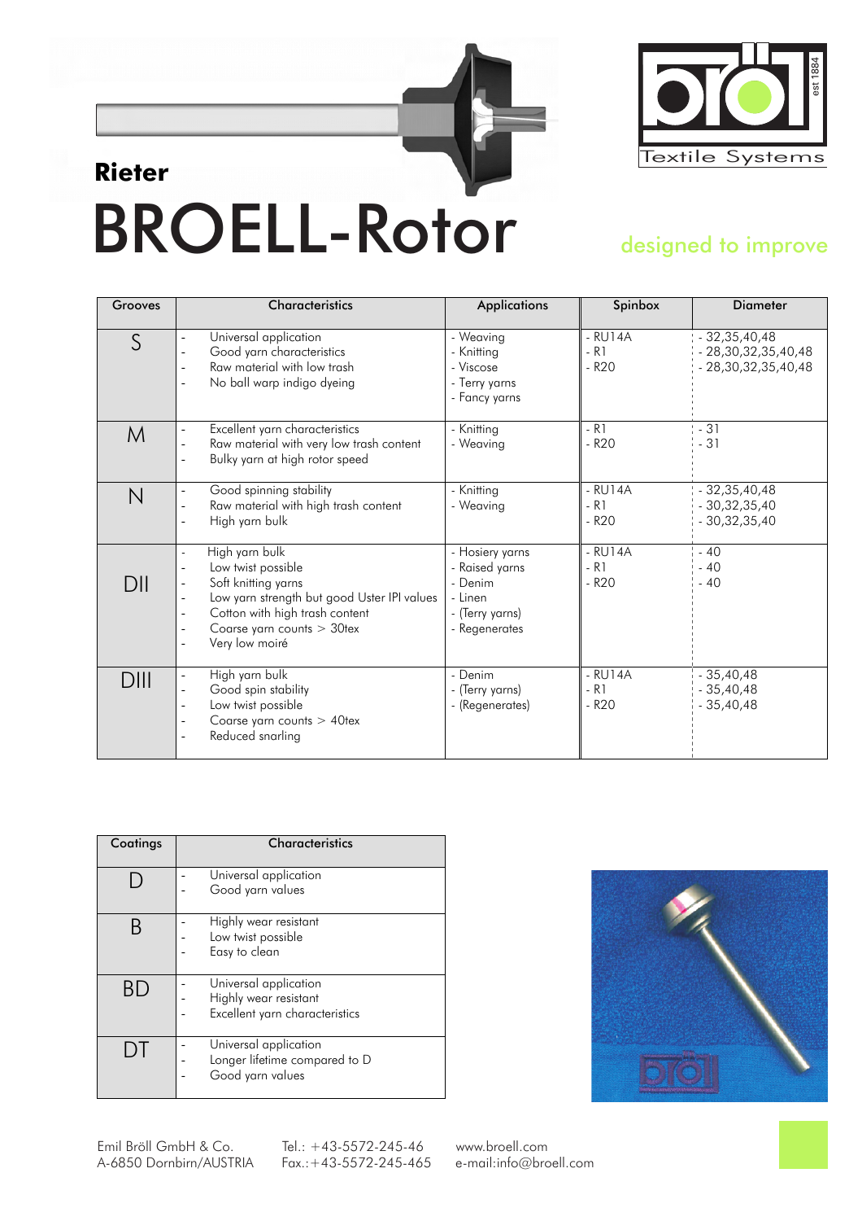Rieter

# BROELL-Rotor

bröl est 1884 Textile Systems

designed to improve

| Grooves | Characteristics | Applications | Spinbox | Diameter |
|---|---|---|---|---|
| S | - Universal application<br>- Good yarn characteristics<br>- Raw material with low trash<br>- No ball warp indigo dyeing | - Weaving<br>- Knitting<br>- Viscose<br>- Terry yarns<br>- Fancy yarns | - RU14A<br>- R1<br>- R20 | - 32,35,40,48<br>- 28,30,32,35,40,48<br>- 28,30,32,35,40,48 |
| M | - Excellent yarn characteristics<br>- Raw material with very low trash content<br>- Bulky yarn at high rotor speed | - Knitting<br>- Weaving | - R1<br>- R20 | - 31<br>- 31 |
| N | - Good spinning stability<br>- Raw material with high trash content<br>- High yarn bulk | - Knitting<br>- Weaving | - RU14A<br>- R1<br>- R20 | - 32,35,40,48<br>- 30,32,35,40<br>- 30,32,35,40 |
| DII | - High yarn bulk<br>- Low twist possible<br>- Soft knitting yarns<br>- Low yarn strength but good Uster IPI values<br>- Cotton with high trash content<br>- Coarse yarn counts > 30tex<br>- Very low moiré | - Hosiery yarns<br>- Raised yarns<br>- Denim<br>- Linen<br>- (Terry yarns)<br>- Regenerates | - RU14A<br>- R1<br>- R20 | - 40<br>- 40<br>- 40 |
| DIII | - High yarn bulk<br>- Good spin stability<br>- Low twist possible<br>- Coarse yarn counts > 40tex<br>- Reduced snarling | - Denim<br>- (Terry yarns)<br>- (Regenerates) | - RU14A<br>- R1<br>- R20 | - 35,40,48<br>- 35,40,48<br>- 35,40,48 |

| Coatings | Characteristics |
|---|---|
| D | - Universal application<br>- Good yarn values |
| B | - Highly wear resistant<br>- Low twist possible<br>- Easy to clean |
| BD | - Universal application<br>- Highly wear resistant<br>- Excellent yarn characteristics |
| DT | - Universal application<br>- Longer lifetime compared to D<br>- Good yarn values |

Emil Bröll GmbH & Co.
A-6850 Dornbirn/AUSTRIA

Tel.: +43-5572-245-46
Fax.:+43-5572-245-465

www.broell.com
e-mail:info@broell.com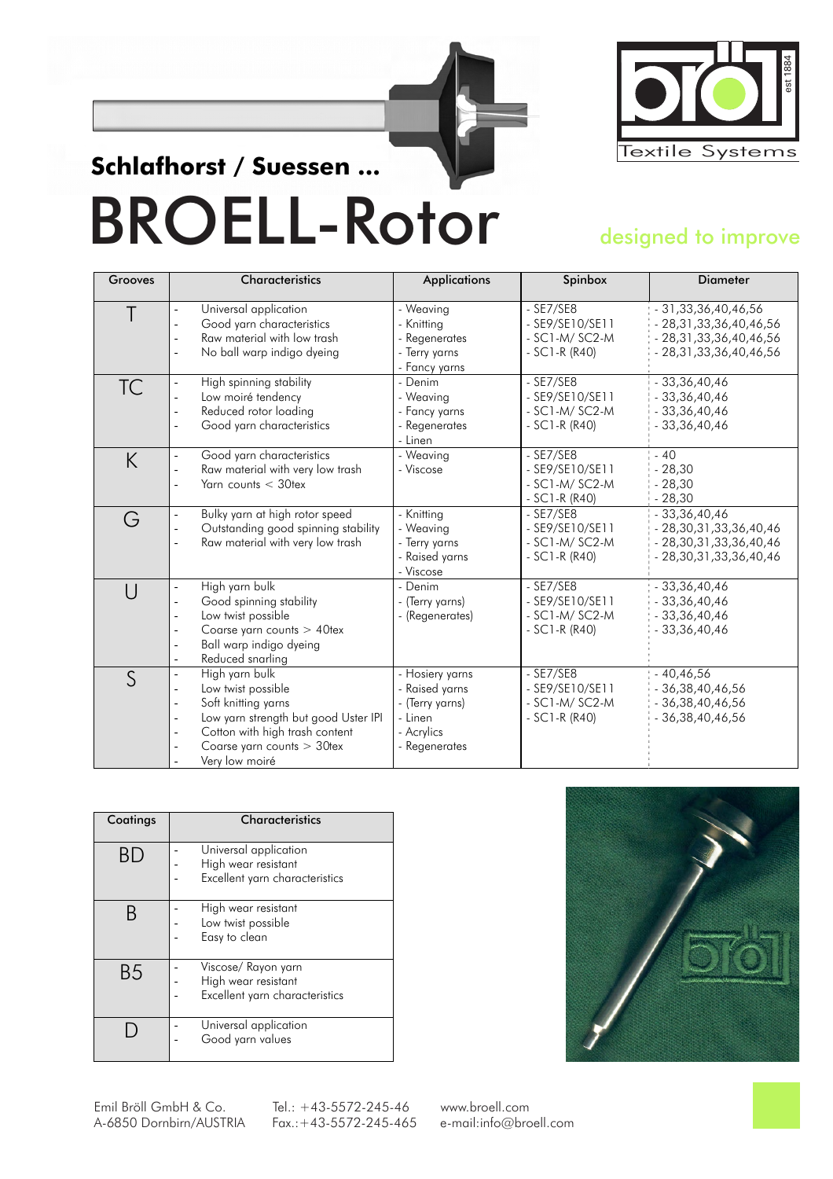## Schlafhorst / Suessen ...

# BROELL-Rotor

designed to improve

| Grooves | Characteristics | Applications | Spinbox | Diameter |
|---|---|---|---|---|
| T | - Universal application<br>- Good yarn characteristics<br>- Raw material with low trash<br>- No ball warp indigo dyeing | - Weaving<br>- Knitting<br>- Regenerates<br>- Terry yarns<br>- Fancy yarns | - SE7/SE8<br>- SE9/SE10/SE11<br>- SC1-M/ SC2-M<br>- SC1-R (R40) | - 31,33,36,40,46,56<br>- 28,31,33,36,40,46,56<br>- 28,31,33,36,40,46,56<br>- 28,31,33,36,40,46,56 |
| TC | - High spinning stability<br>- Low moiré tendency<br>- Reduced rotor loading<br>- Good yarn characteristics | - Denim<br>- Weaving<br>- Fancy yarns<br>- Regenerates<br>- Linen | - SE7/SE8<br>- SE9/SE10/SE11<br>- SC1-M/ SC2-M<br>- SC1-R (R40) | - 33,36,40,46<br>- 33,36,40,46<br>- 33,36,40,46<br>- 33,36,40,46 |
| K | - Good yarn characteristics<br>- Raw material with very low trash<br>- Yarn counts < 30tex | - Weaving<br>- Viscose | - SE7/SE8<br>- SE9/SE10/SE11<br>- SC1-M/ SC2-M<br>- SC1-R (R40) | - 40<br>- 28,30<br>- 28,30<br>- 28,30 |
| G | - Bulky yarn at high rotor speed<br>- Outstanding good spinning stability<br>- Raw material with very low trash | - Knitting<br>- Weaving<br>- Terry yarns<br>- Raised yarns<br>- Viscose | - SE7/SE8<br>- SE9/SE10/SE11<br>- SC1-M/ SC2-M<br>- SC1-R (R40) | - 33,36,40,46<br>- 28,30,31,33,36,40,46<br>- 28,30,31,33,36,40,46<br>- 28,30,31,33,36,40,46 |
| U | - High yarn bulk<br>- Good spinning stability<br>- Low twist possible<br>- Coarse yarn counts > 40tex<br>- Ball warp indigo dyeing<br>- Reduced snarling | - Denim<br>- (Terry yarns)<br>- (Regenerates) | - SE7/SE8<br>- SE9/SE10/SE11<br>- SC1-M/ SC2-M<br>- SC1-R (R40) | - 33,36,40,46<br>- 33,36,40,46<br>- 33,36,40,46<br>- 33,36,40,46 |
| S | - High yarn bulk<br>- Low twist possible<br>- Soft knitting yarns<br>- Low yarn strength but good Uster IPI<br>- Cotton with high trash content<br>- Coarse yarn counts > 30tex<br>- Very low moiré | - Hosiery yarns<br>- Raised yarns<br>- (Terry yarns)<br>- Linen<br>- Acrylics<br>- Regenerates | - SE7/SE8<br>- SE9/SE10/SE11<br>- SC1-M/ SC2-M<br>- SC1-R (R40) | - 40,46,56<br>- 36,38,40,46,56<br>- 36,38,40,46,56<br>- 36,38,40,46,56 |

| Coatings | Characteristics |
|---|---|
| BD | - Universal application<br>- High wear resistant<br>- Excellent yarn characteristics |
| B | - High wear resistant<br>- Low twist possible<br>- Easy to clean |
| B5 | - Viscose/ Rayon yarn<br>- High wear resistant<br>- Excellent yarn characteristics |
| D | - Universal application<br>- Good yarn values |

Emil Bröll GmbH & Co.
A-6850 Dornbirn/AUSTRIA

Tel.: +43-5572-245-46
Fax.:+43-5572-245-465

www.broell.com
e-mail:info@broell.com